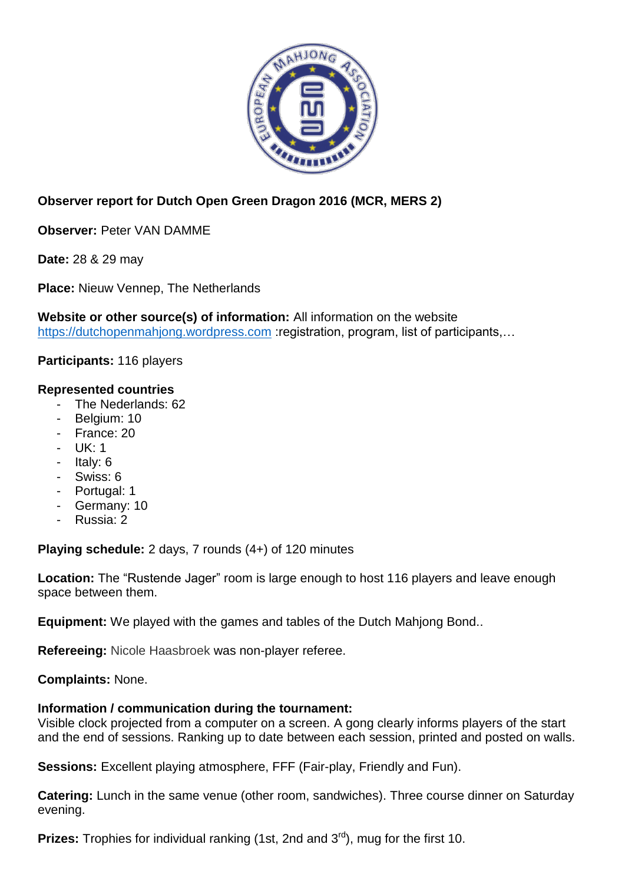**Observer report for Dutch Open Green Dragon 2016 (MCR, MERS 2)**

**Observer:** Peter VAN DAMME

**Date:** 28 & 29 may

**Place:** Nieuw Vennep, The Netherlands

**Website or other source(s) of information:** All information on the website https://dutchopenmahjong.wordpress.com :registration, program, list of participants,…

**Participants:** 116 players

**Represented countries**

- The Nederlands: 62
- Belgium: 10
- France: 20
- UK: 1
- Italy: 6
- Swiss: 6
- Portugal: 1
- Germany: 10
- Russia: 2

**Playing schedule:** 2 days, 7 rounds (4+) of 120 minutes

**Location:** The "Rustende Jager" room is large enough to host 116 players and leave enough space between them.

**Equipment:** We played with the games and tables of the Dutch Mahjong Bond..

**Refereeing:** Nicole Haasbroek was non-player referee.

**Complaints:** None.

**Information / communication during the tournament:**
Visible clock projected from a computer on a screen. A gong clearly informs players of the start and the end of sessions. Ranking up to date between each session, printed and posted on walls.

**Sessions:** Excellent playing atmosphere, FFF (Fair-play, Friendly and Fun).

**Catering:** Lunch in the same venue (other room, sandwiches). Three course dinner on Saturday evening.

**Prizes:** Trophies for individual ranking (1st, 2nd and 3rd), mug for the first 10.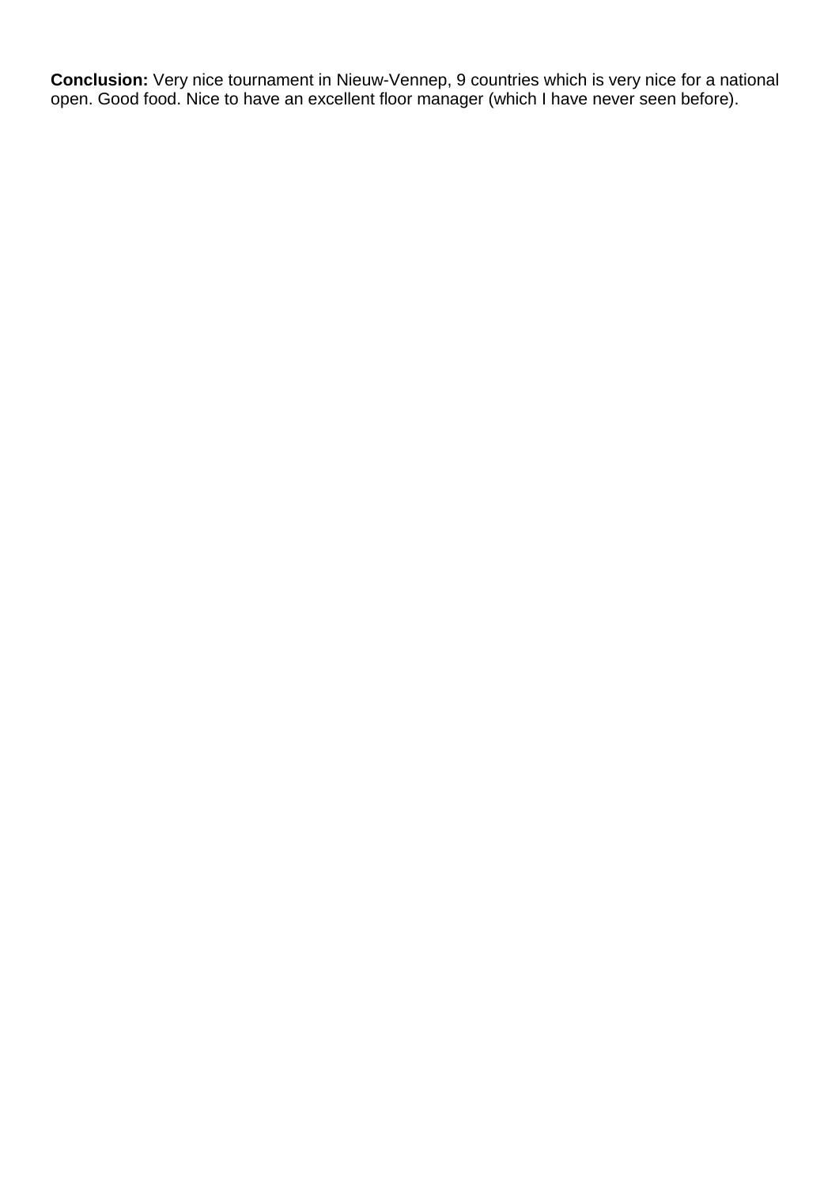**Conclusion:** Very nice tournament in Nieuw-Vennep, 9 countries which is very nice for a national open. Good food. Nice to have an excellent floor manager (which I have never seen before).